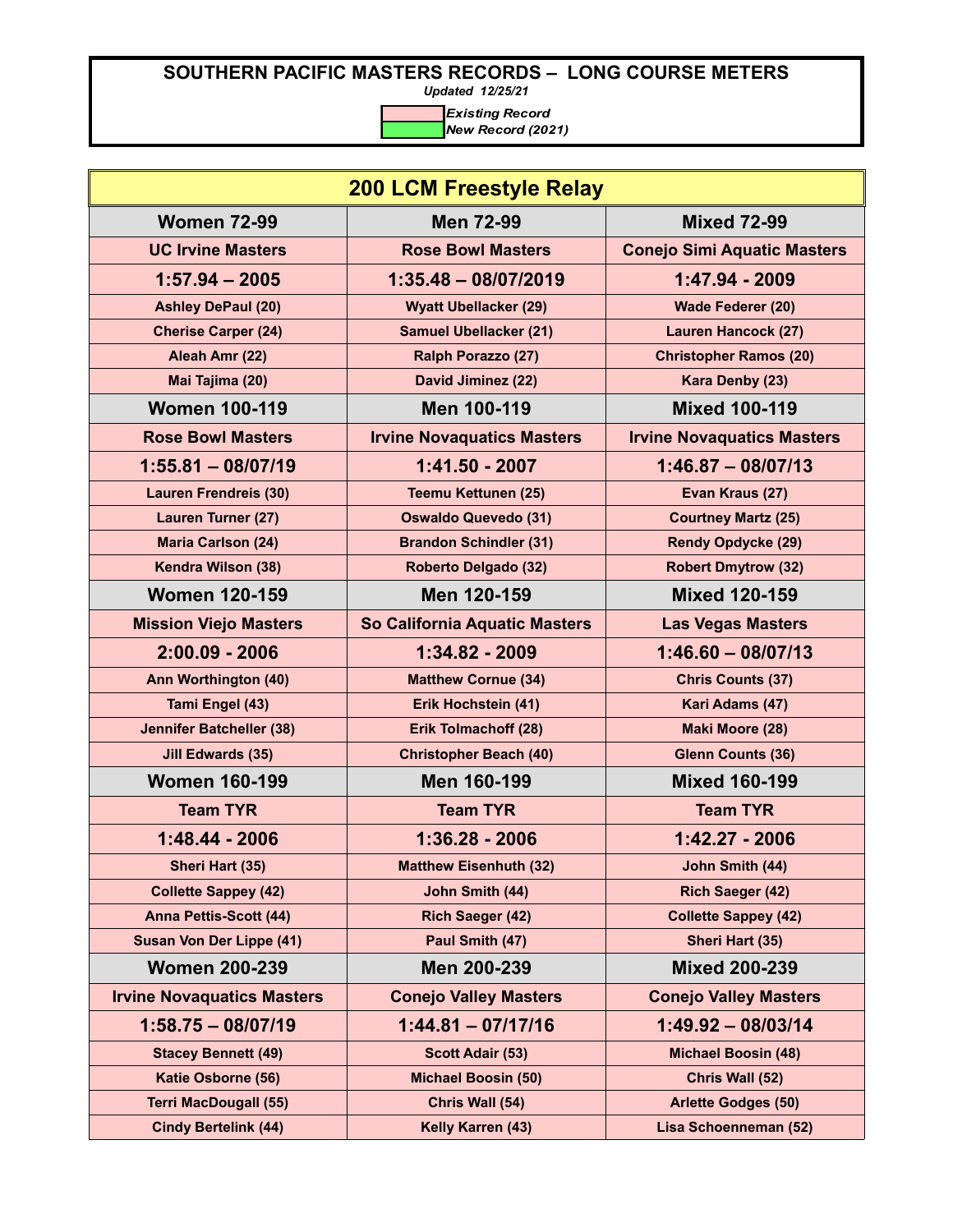# SOUTHERN PACIFIC MASTERS RECORDS – LONG COURSE METERS

*Updated 12/25/21*

*Existing Record*
*New Record (2021)*

## 200 LCM Freestyle Relay

| Women 72-99 | Men 72-99 | Mixed 72-99 |
|---|---|---|
| UC Irvine Masters | Rose Bowl Masters | Conejo Simi Aquatic Masters |
| 1:57.94 – 2005 | 1:35.48 – 08/07/2019 | 1:47.94 - 2009 |
| Ashley DePaul (20) | Wyatt Ubellacker (29) | Wade Federer (20) |
| Cherise Carper (24) | Samuel Ubellacker (21) | Lauren Hancock (27) |
| Aleah Amr (22) | Ralph Porazzo (27) | Christopher Ramos (20) |
| Mai Tajima (20) | David Jiminez (22) | Kara Denby (23) |
| **Women 100-119** | **Men 100-119** | **Mixed 100-119** |
| Rose Bowl Masters | Irvine Novaquatics Masters | Irvine Novaquatics Masters |
| 1:55.81 – 08/07/19 | 1:41.50 - 2007 | 1:46.87 – 08/07/13 |
| Lauren Frendreis (30) | Teemu Kettunen (25) | Evan Kraus (27) |
| Lauren Turner (27) | Oswaldo Quevedo (31) | Courtney Martz (25) |
| Maria Carlson (24) | Brandon Schindler (31) | Rendy Opdycke (29) |
| Kendra Wilson (38) | Roberto Delgado (32) | Robert Dmytrow (32) |
| **Women 120-159** | **Men 120-159** | **Mixed 120-159** |
| Mission Viejo Masters | So California Aquatic Masters | Las Vegas Masters |
| 2:00.09 - 2006 | 1:34.82 - 2009 | 1:46.60 – 08/07/13 |
| Ann Worthington (40) | Matthew Cornue (34) | Chris Counts (37) |
| Tami Engel (43) | Erik Hochstein (41) | Kari Adams (47) |
| Jennifer Batcheller (38) | Erik Tolmachoff (28) | Maki Moore (28) |
| Jill Edwards (35) | Christopher Beach (40) | Glenn Counts (36) |
| **Women 160-199** | **Men 160-199** | **Mixed 160-199** |
| Team TYR | Team TYR | Team TYR |
| 1:48.44 - 2006 | 1:36.28 - 2006 | 1:42.27 - 2006 |
| Sheri Hart (35) | Matthew Eisenhuth (32) | John Smith (44) |
| Collette Sappey (42) | John Smith (44) | Rich Saeger (42) |
| Anna Pettis-Scott (44) | Rich Saeger (42) | Collette Sappey (42) |
| Susan Von Der Lippe (41) | Paul Smith (47) | Sheri Hart (35) |
| **Women 200-239** | **Men 200-239** | **Mixed 200-239** |
| Irvine Novaquatics Masters | Conejo Valley Masters | Conejo Valley Masters |
| 1:58.75 – 08/07/19 | 1:44.81 – 07/17/16 | 1:49.92 – 08/03/14 |
| Stacey Bennett (49) | Scott Adair (53) | Michael Boosin (48) |
| Katie Osborne (56) | Michael Boosin (50) | Chris Wall (52) |
| Terri MacDougall (55) | Chris Wall (54) | Arlette Godges (50) |
| Cindy Bertelink (44) | Kelly Karren (43) | Lisa Schoenneman (52) |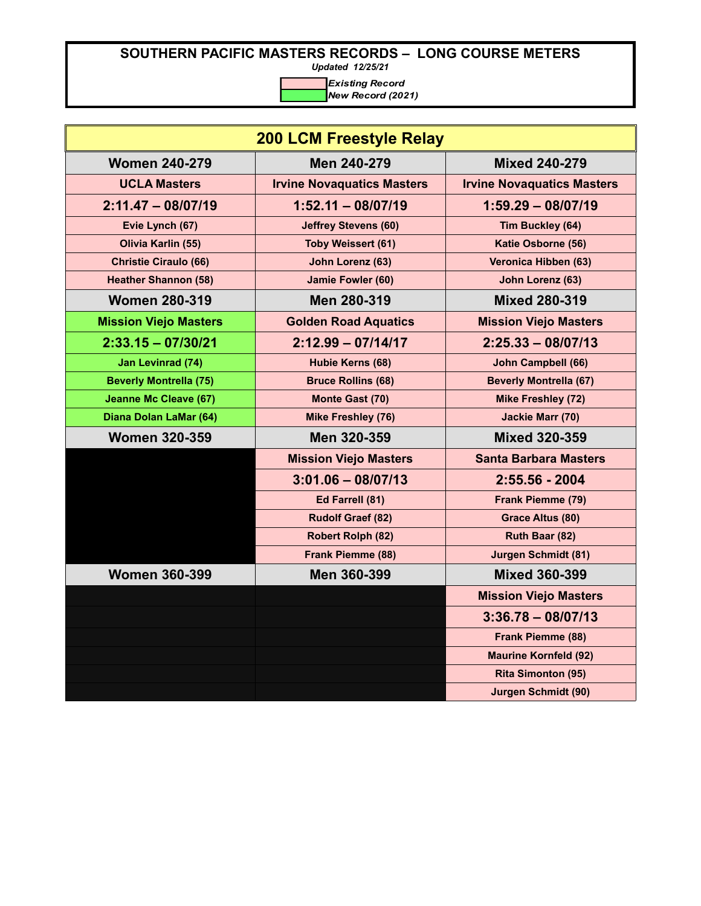# SOUTHERN PACIFIC MASTERS RECORDS – LONG COURSE METERS

*Updated 12/25/21*

*Existing Record*
*New Record (2021)*

## 200 LCM Freestyle Relay

| Women 240-279 | Men 240-279 | Mixed 240-279 |
|---|---|---|
| UCLA Masters | Irvine Novaquatics Masters | Irvine Novaquatics Masters |
| 2:11.47 – 08/07/19 | 1:52.11 – 08/07/19 | 1:59.29 – 08/07/19 |
| Evie Lynch (67) | Jeffrey Stevens (60) | Tim Buckley (64) |
| Olivia Karlin (55) | Toby Weissert (61) | Katie Osborne (56) |
| Christie Ciraulo (66) | John Lorenz (63) | Veronica Hibben (63) |
| Heather Shannon (58) | Jamie Fowler (60) | John Lorenz (63) |
| **Women 280-319** | **Men 280-319** | **Mixed 280-319** |
| Mission Viejo Masters | Golden Road Aquatics | Mission Viejo Masters |
| 2:33.15 – 07/30/21 | 2:12.99 – 07/14/17 | 2:25.33 – 08/07/13 |
| Jan Levinrad (74) | Hubie Kerns (68) | John Campbell (66) |
| Beverly Montrella (75) | Bruce Rollins (68) | Beverly Montrella (67) |
| Jeanne Mc Cleave (67) | Monte Gast (70) | Mike Freshley (72) |
| Diana Dolan LaMar (64) | Mike Freshley (76) | Jackie Marr (70) |
| **Women 320-359** | **Men 320-359** | **Mixed 320-359** |
| | Mission Viejo Masters | Santa Barbara Masters |
| | 3:01.06 – 08/07/13 | 2:55.56 - 2004 |
| | Ed Farrell (81) | Frank Piemme (79) |
| | Rudolf Graef (82) | Grace Altus (80) |
| | Robert Rolph (82) | Ruth Baar (82) |
| | Frank Piemme (88) | Jurgen Schmidt (81) |
| **Women 360-399** | **Men 360-399** | **Mixed 360-399** |
| | | Mission Viejo Masters |
| | | 3:36.78 – 08/07/13 |
| | | Frank Piemme (88) |
| | | Maurine Kornfeld (92) |
| | | Rita Simonton (95) |
| | | Jurgen Schmidt (90) |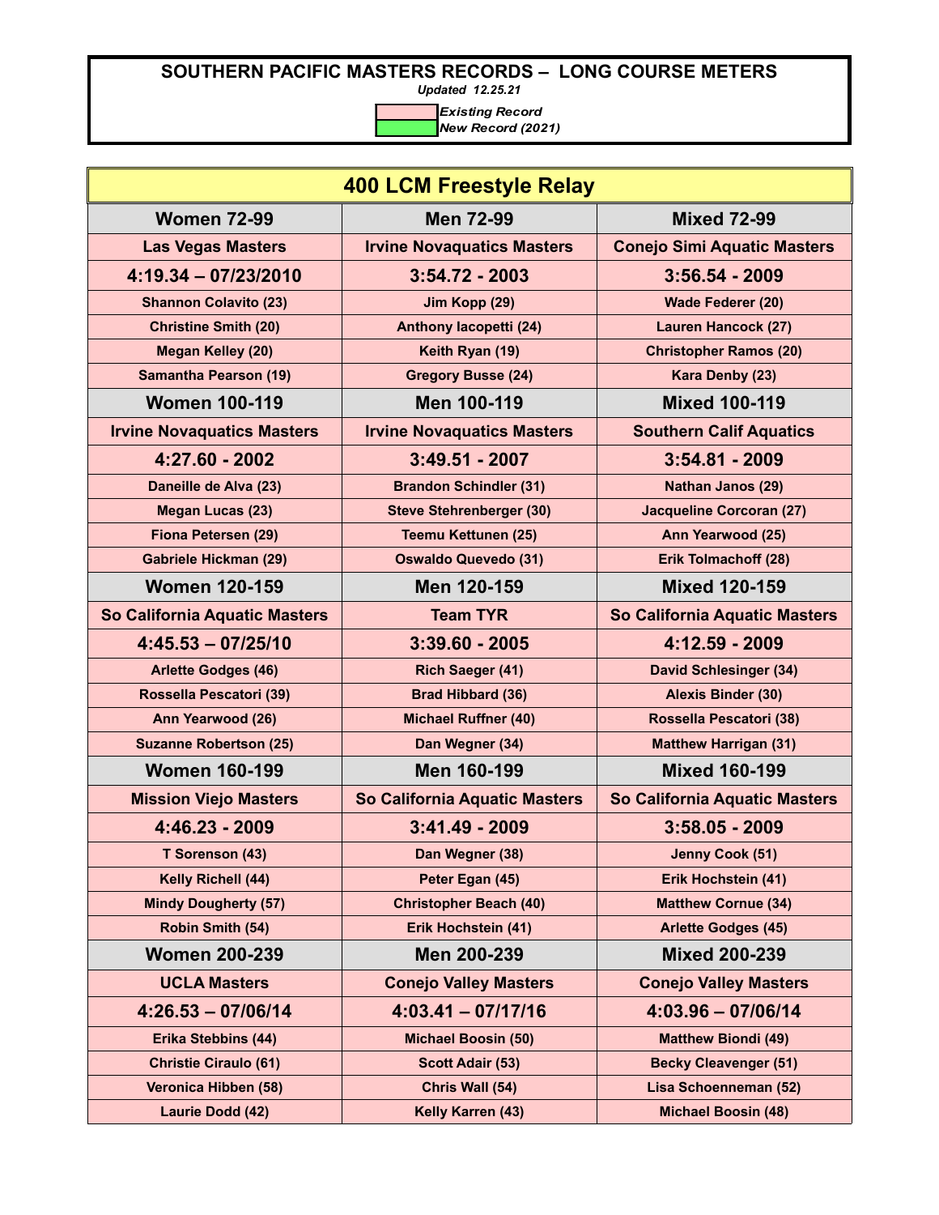# SOUTHERN PACIFIC MASTERS RECORDS – LONG COURSE METERS

*Updated 12.25.21*

| Legend | |
|---|---|
| (pink) | *Existing Record* |
| (green) | *New Record (2021)* |

## 400 LCM Freestyle Relay

| Women 72-99 | Men 72-99 | Mixed 72-99 |
|---|---|---|
| Las Vegas Masters | Irvine Novaquatics Masters | Conejo Simi Aquatic Masters |
| 4:19.34 – 07/23/2010 | 3:54.72 - 2003 | 3:56.54 - 2009 |
| Shannon Colavito (23) | Jim Kopp (29) | Wade Federer (20) |
| Christine Smith (20) | Anthony Iacopetti (24) | Lauren Hancock (27) |
| Megan Kelley (20) | Keith Ryan (19) | Christopher Ramos (20) |
| Samantha Pearson (19) | Gregory Busse (24) | Kara Denby (23) |
| **Women 100-119** | **Men 100-119** | **Mixed 100-119** |
| Irvine Novaquatics Masters | Irvine Novaquatics Masters | Southern Calif Aquatics |
| 4:27.60 - 2002 | 3:49.51 - 2007 | 3:54.81 - 2009 |
| Daneille de Alva (23) | Brandon Schindler (31) | Nathan Janos (29) |
| Megan Lucas (23) | Steve Stehrenberger (30) | Jacqueline Corcoran (27) |
| Fiona Petersen (29) | Teemu Kettunen (25) | Ann Yearwood (25) |
| Gabriele Hickman (29) | Oswaldo Quevedo (31) | Erik Tolmachoff (28) |
| **Women 120-159** | **Men 120-159** | **Mixed 120-159** |
| So California Aquatic Masters | Team TYR | So California Aquatic Masters |
| 4:45.53 – 07/25/10 | 3:39.60 - 2005 | 4:12.59 - 2009 |
| Arlette Godges (46) | Rich Saeger (41) | David Schlesinger (34) |
| Rossella Pescatori (39) | Brad Hibbard (36) | Alexis Binder (30) |
| Ann Yearwood (26) | Michael Ruffner (40) | Rossella Pescatori (38) |
| Suzanne Robertson (25) | Dan Wegner (34) | Matthew Harrigan (31) |
| **Women 160-199** | **Men 160-199** | **Mixed 160-199** |
| Mission Viejo Masters | So California Aquatic Masters | So California Aquatic Masters |
| 4:46.23 - 2009 | 3:41.49 - 2009 | 3:58.05 - 2009 |
| T Sorenson (43) | Dan Wegner (38) | Jenny Cook (51) |
| Kelly Richell (44) | Peter Egan (45) | Erik Hochstein (41) |
| Mindy Dougherty (57) | Christopher Beach (40) | Matthew Cornue (34) |
| Robin Smith (54) | Erik Hochstein (41) | Arlette Godges (45) |
| **Women 200-239** | **Men 200-239** | **Mixed 200-239** |
| UCLA Masters | Conejo Valley Masters | Conejo Valley Masters |
| 4:26.53 – 07/06/14 | 4:03.41 – 07/17/16 | 4:03.96 – 07/06/14 |
| Erika Stebbins (44) | Michael Boosin (50) | Matthew Biondi (49) |
| Christie Ciraulo (61) | Scott Adair (53) | Becky Cleavenger (51) |
| Veronica Hibben (58) | Chris Wall (54) | Lisa Schoenneman (52) |
| Laurie Dodd (42) | Kelly Karren (43) | Michael Boosin (48) |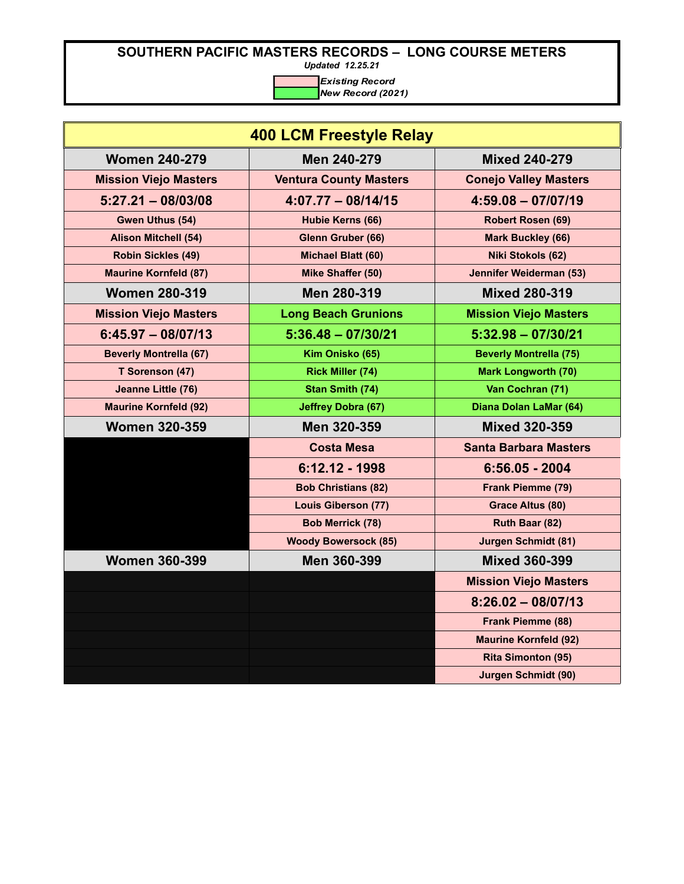# SOUTHERN PACIFIC MASTERS RECORDS – LONG COURSE METERS

*Updated 12.25.21*

*Existing Record*
*New Record (2021)*

## 400 LCM Freestyle Relay

| Women 240-279 | Men 240-279 | Mixed 240-279 |
|---|---|---|
| Mission Viejo Masters | Ventura County Masters | Conejo Valley Masters |
| 5:27.21 – 08/03/08 | 4:07.77 – 08/14/15 | 4:59.08 – 07/07/19 |
| Gwen Uthus (54) | Hubie Kerns (66) | Robert Rosen (69) |
| Alison Mitchell (54) | Glenn Gruber (66) | Mark Buckley (66) |
| Robin Sickles (49) | Michael Blatt (60) | Niki Stokols (62) |
| Maurine Kornfeld (87) | Mike Shaffer (50) | Jennifer Weiderman (53) |
| **Women 280-319** | **Men 280-319** | **Mixed 280-319** |
| Mission Viejo Masters | Long Beach Grunions | Mission Viejo Masters |
| 6:45.97 – 08/07/13 | 5:36.48 – 07/30/21 | 5:32.98 – 07/30/21 |
| Beverly Montrella (67) | Kim Onisko (65) | Beverly Montrella (75) |
| T Sorenson (47) | Rick Miller (74) | Mark Longworth (70) |
| Jeanne Little (76) | Stan Smith (74) | Van Cochran (71) |
| Maurine Kornfeld (92) | Jeffrey Dobra (67) | Diana Dolan LaMar (64) |
| **Women 320-359** | **Men 320-359** | **Mixed 320-359** |
| | Costa Mesa | Santa Barbara Masters |
| | 6:12.12 - 1998 | 6:56.05 - 2004 |
| | Bob Christians (82) | Frank Piemme (79) |
| | Louis Giberson (77) | Grace Altus (80) |
| | Bob Merrick (78) | Ruth Baar (82) |
| | Woody Bowersock (85) | Jurgen Schmidt (81) |
| **Women 360-399** | **Men 360-399** | **Mixed 360-399** |
| | | Mission Viejo Masters |
| | | 8:26.02 – 08/07/13 |
| | | Frank Piemme (88) |
| | | Maurine Kornfeld (92) |
| | | Rita Simonton (95) |
| | | Jurgen Schmidt (90) |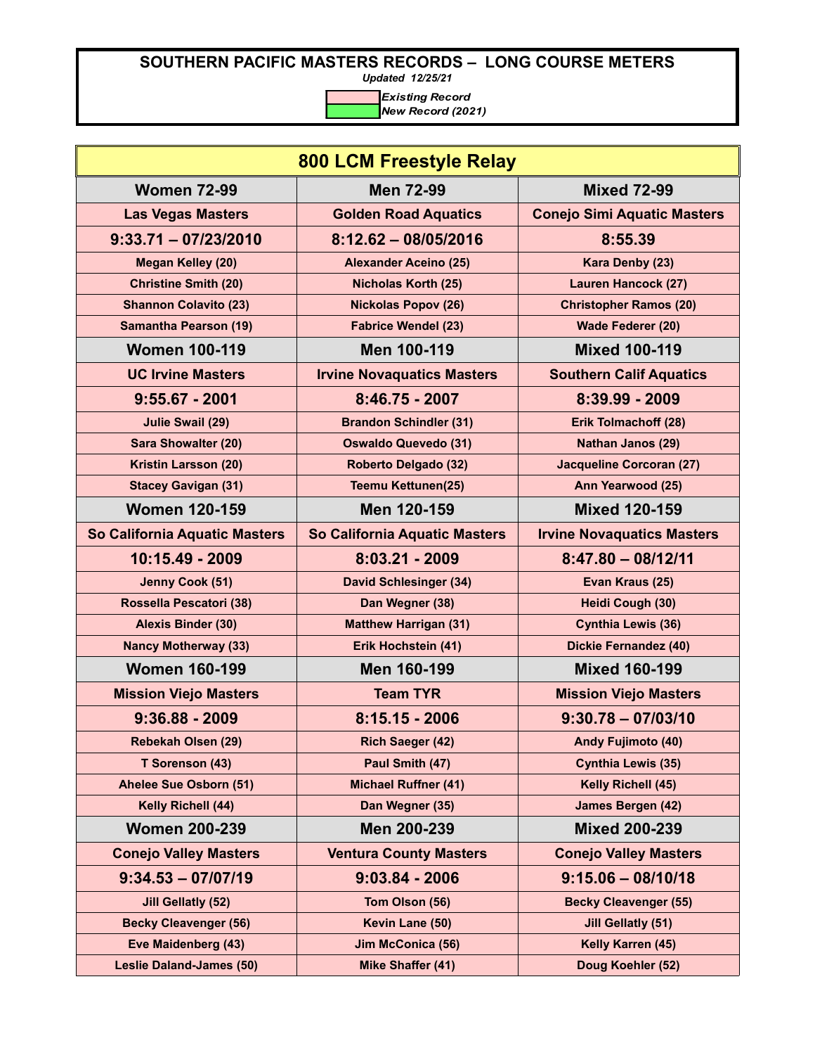# SOUTHERN PACIFIC MASTERS RECORDS – LONG COURSE METERS

*Updated 12/25/21*

*Existing Record*
*New Record (2021)*

## 800 LCM Freestyle Relay

| Women 72-99 | Men 72-99 | Mixed 72-99 |
|---|---|---|
| Las Vegas Masters | Golden Road Aquatics | Conejo Simi Aquatic Masters |
| 9:33.71 – 07/23/2010 | 8:12.62 – 08/05/2016 | 8:55.39 |
| Megan Kelley (20) | Alexander Aceino (25) | Kara Denby (23) |
| Christine Smith (20) | Nicholas Korth (25) | Lauren Hancock (27) |
| Shannon Colavito (23) | Nickolas Popov (26) | Christopher Ramos (20) |
| Samantha Pearson (19) | Fabrice Wendel (23) | Wade Federer (20) |
| **Women 100-119** | **Men 100-119** | **Mixed 100-119** |
| UC Irvine Masters | Irvine Novaquatics Masters | Southern Calif Aquatics |
| 9:55.67 - 2001 | 8:46.75 - 2007 | 8:39.99 - 2009 |
| Julie Swail (29) | Brandon Schindler (31) | Erik Tolmachoff (28) |
| Sara Showalter (20) | Oswaldo Quevedo (31) | Nathan Janos (29) |
| Kristin Larsson (20) | Roberto Delgado (32) | Jacqueline Corcoran (27) |
| Stacey Gavigan (31) | Teemu Kettunen(25) | Ann Yearwood (25) |
| **Women 120-159** | **Men 120-159** | **Mixed 120-159** |
| So California Aquatic Masters | So California Aquatic Masters | Irvine Novaquatics Masters |
| 10:15.49 - 2009 | 8:03.21 - 2009 | 8:47.80 – 08/12/11 |
| Jenny Cook (51) | David Schlesinger (34) | Evan Kraus (25) |
| Rossella Pescatori (38) | Dan Wegner (38) | Heidi Cough (30) |
| Alexis Binder (30) | Matthew Harrigan (31) | Cynthia Lewis (36) |
| Nancy Motherway (33) | Erik Hochstein (41) | Dickie Fernandez (40) |
| **Women 160-199** | **Men 160-199** | **Mixed 160-199** |
| Mission Viejo Masters | Team TYR | Mission Viejo Masters |
| 9:36.88 - 2009 | 8:15.15 - 2006 | 9:30.78 – 07/03/10 |
| Rebekah Olsen (29) | Rich Saeger (42) | Andy Fujimoto (40) |
| T Sorenson (43) | Paul Smith (47) | Cynthia Lewis (35) |
| Ahelee Sue Osborn (51) | Michael Ruffner (41) | Kelly Richell (45) |
| Kelly Richell (44) | Dan Wegner (35) | James Bergen (42) |
| **Women 200-239** | **Men 200-239** | **Mixed 200-239** |
| Conejo Valley Masters | Ventura County Masters | Conejo Valley Masters |
| 9:34.53 – 07/07/19 | 9:03.84 - 2006 | 9:15.06 – 08/10/18 |
| Jill Gellatly (52) | Tom Olson (56) | Becky Cleavenger (55) |
| Becky Cleavenger (56) | Kevin Lane (50) | Jill Gellatly (51) |
| Eve Maidenberg (43) | Jim McConica (56) | Kelly Karren (45) |
| Leslie Daland-James (50) | Mike Shaffer (41) | Doug Koehler (52) |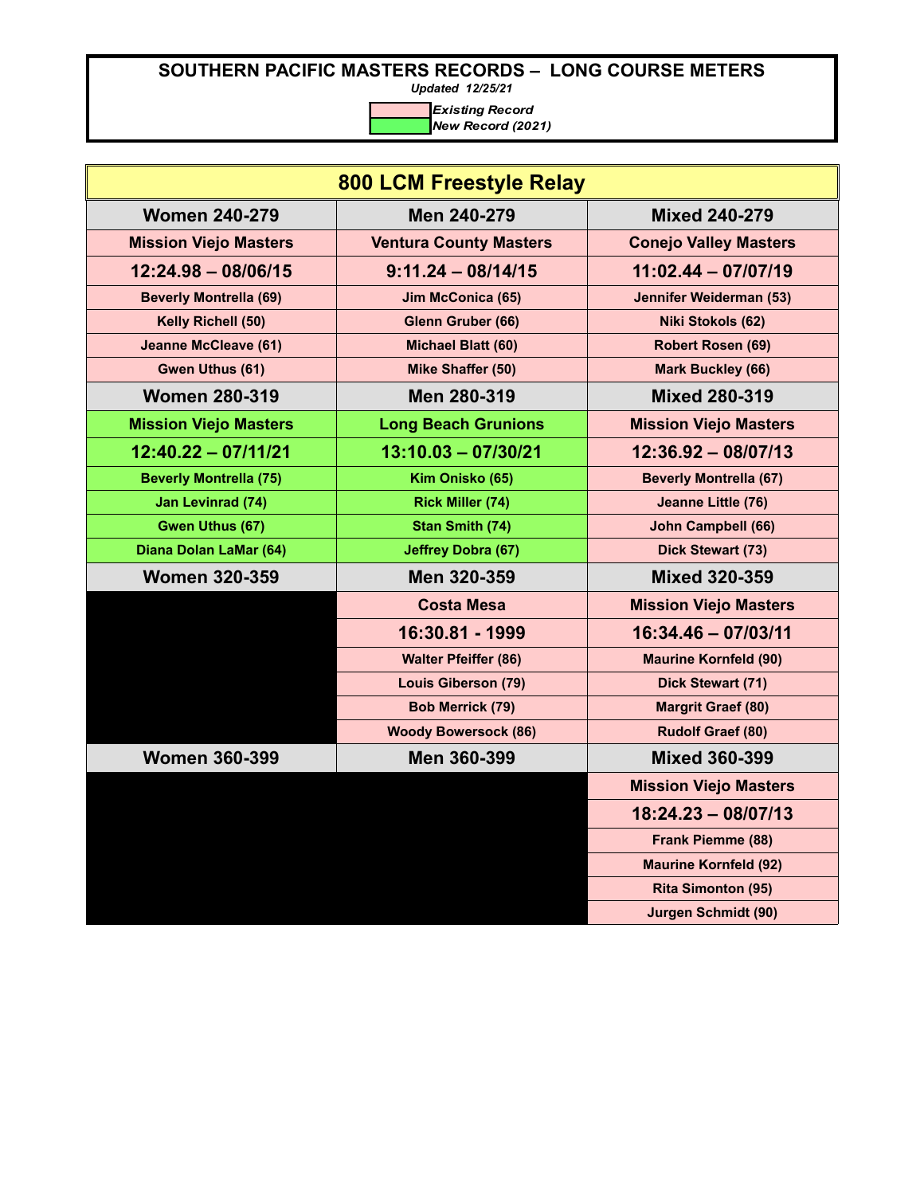# SOUTHERN PACIFIC MASTERS RECORDS – LONG COURSE METERS

*Updated 12/25/21*

*Existing Record*
*New Record (2021)*

## 800 LCM Freestyle Relay

| Women 240-279 | Men 240-279 | Mixed 240-279 |
|---|---|---|
| Mission Viejo Masters | Ventura County Masters | Conejo Valley Masters |
| 12:24.98 – 08/06/15 | 9:11.24 – 08/14/15 | 11:02.44 – 07/07/19 |
| Beverly Montrella (69) | Jim McConica (65) | Jennifer Weiderman (53) |
| Kelly Richell (50) | Glenn Gruber (66) | Niki Stokols (62) |
| Jeanne McCleave (61) | Michael Blatt (60) | Robert Rosen (69) |
| Gwen Uthus (61) | Mike Shaffer (50) | Mark Buckley (66) |
| **Women 280-319** | **Men 280-319** | **Mixed 280-319** |
| Mission Viejo Masters | Long Beach Grunions | Mission Viejo Masters |
| 12:40.22 – 07/11/21 | 13:10.03 – 07/30/21 | 12:36.92 – 08/07/13 |
| Beverly Montrella (75) | Kim Onisko (65) | Beverly Montrella (67) |
| Jan Levinrad (74) | Rick Miller (74) | Jeanne Little (76) |
| Gwen Uthus (67) | Stan Smith (74) | John Campbell (66) |
| Diana Dolan LaMar (64) | Jeffrey Dobra (67) | Dick Stewart (73) |
| **Women 320-359** | **Men 320-359** | **Mixed 320-359** |
| | Costa Mesa | Mission Viejo Masters |
| | 16:30.81 - 1999 | 16:34.46 – 07/03/11 |
| | Walter Pfeiffer (86) | Maurine Kornfeld (90) |
| | Louis Giberson (79) | Dick Stewart (71) |
| | Bob Merrick (79) | Margrit Graef (80) |
| | Woody Bowersock (86) | Rudolf Graef (80) |
| **Women 360-399** | **Men 360-399** | **Mixed 360-399** |
| | | Mission Viejo Masters |
| | | 18:24.23 – 08/07/13 |
| | | Frank Piemme (88) |
| | | Maurine Kornfeld (92) |
| | | Rita Simonton (95) |
| | | Jurgen Schmidt (90) |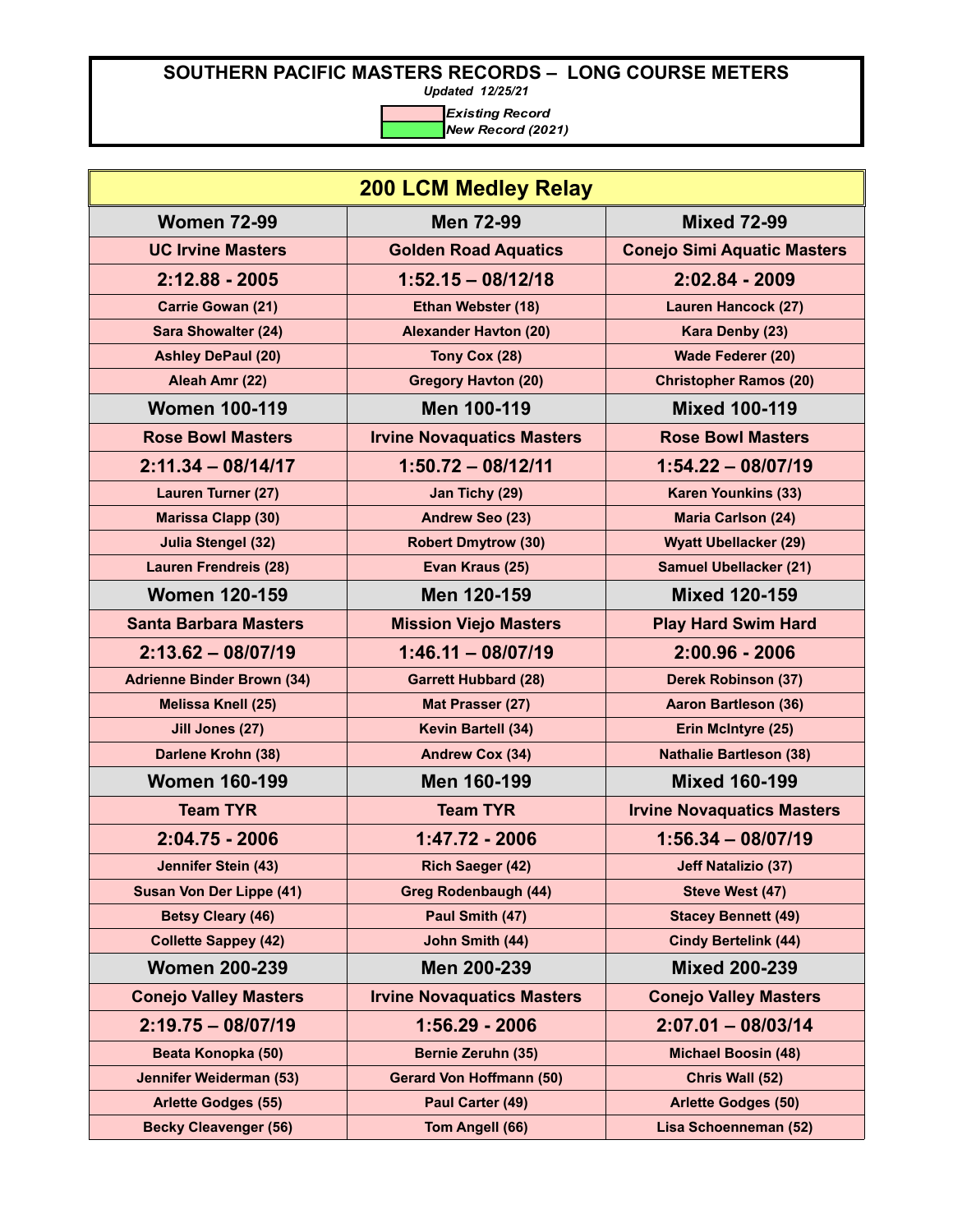# SOUTHERN PACIFIC MASTERS RECORDS – LONG COURSE METERS

*Updated 12/25/21*

| Legend |
|---|
| *Existing Record* |
| *New Record (2021)* |

## 200 LCM Medley Relay

| Women 72-99 | Men 72-99 | Mixed 72-99 |
|---|---|---|
| **UC Irvine Masters** | **Golden Road Aquatics** | **Conejo Simi Aquatic Masters** |
| **2:12.88 - 2005** | **1:52.15 – 08/12/18** | **2:02.84 - 2009** |
| Carrie Gowan (21) | Ethan Webster (18) | Lauren Hancock (27) |
| Sara Showalter (24) | Alexander Havton (20) | Kara Denby (23) |
| Ashley DePaul (20) | Tony Cox (28) | Wade Federer (20) |
| Aleah Amr (22) | Gregory Havton (20) | Christopher Ramos (20) |
| **Women 100-119** | **Men 100-119** | **Mixed 100-119** |
| **Rose Bowl Masters** | **Irvine Novaquatics Masters** | **Rose Bowl Masters** |
| **2:11.34 – 08/14/17** | **1:50.72 – 08/12/11** | **1:54.22 – 08/07/19** |
| Lauren Turner (27) | Jan Tichy (29) | Karen Younkins (33) |
| Marissa Clapp (30) | Andrew Seo (23) | Maria Carlson (24) |
| Julia Stengel (32) | Robert Dmytrow (30) | Wyatt Ubellacker (29) |
| Lauren Frendreis (28) | Evan Kraus (25) | Samuel Ubellacker (21) |
| **Women 120-159** | **Men 120-159** | **Mixed 120-159** |
| **Santa Barbara Masters** | **Mission Viejo Masters** | **Play Hard Swim Hard** |
| **2:13.62 – 08/07/19** | **1:46.11 – 08/07/19** | **2:00.96 - 2006** |
| Adrienne Binder Brown (34) | Garrett Hubbard (28) | Derek Robinson (37) |
| Melissa Knell (25) | Mat Prasser (27) | Aaron Bartleson (36) |
| Jill Jones (27) | Kevin Bartell (34) | Erin McIntyre (25) |
| Darlene Krohn (38) | Andrew Cox (34) | Nathalie Bartleson (38) |
| **Women 160-199** | **Men 160-199** | **Mixed 160-199** |
| **Team TYR** | **Team TYR** | **Irvine Novaquatics Masters** |
| **2:04.75 - 2006** | **1:47.72 - 2006** | **1:56.34 – 08/07/19** |
| Jennifer Stein (43) | Rich Saeger (42) | Jeff Natalizio (37) |
| Susan Von Der Lippe (41) | Greg Rodenbaugh (44) | Steve West (47) |
| Betsy Cleary (46) | Paul Smith (47) | Stacey Bennett (49) |
| Collette Sappey (42) | John Smith (44) | Cindy Bertelink (44) |
| **Women 200-239** | **Men 200-239** | **Mixed 200-239** |
| **Conejo Valley Masters** | **Irvine Novaquatics Masters** | **Conejo Valley Masters** |
| **2:19.75 – 08/07/19** | **1:56.29 - 2006** | **2:07.01 – 08/03/14** |
| Beata Konopka (50) | Bernie Zeruhn (35) | Michael Boosin (48) |
| Jennifer Weiderman (53) | Gerard Von Hoffmann (50) | Chris Wall (52) |
| Arlette Godges (55) | Paul Carter (49) | Arlette Godges (50) |
| Becky Cleavenger (56) | Tom Angell (66) | Lisa Schoenneman (52) |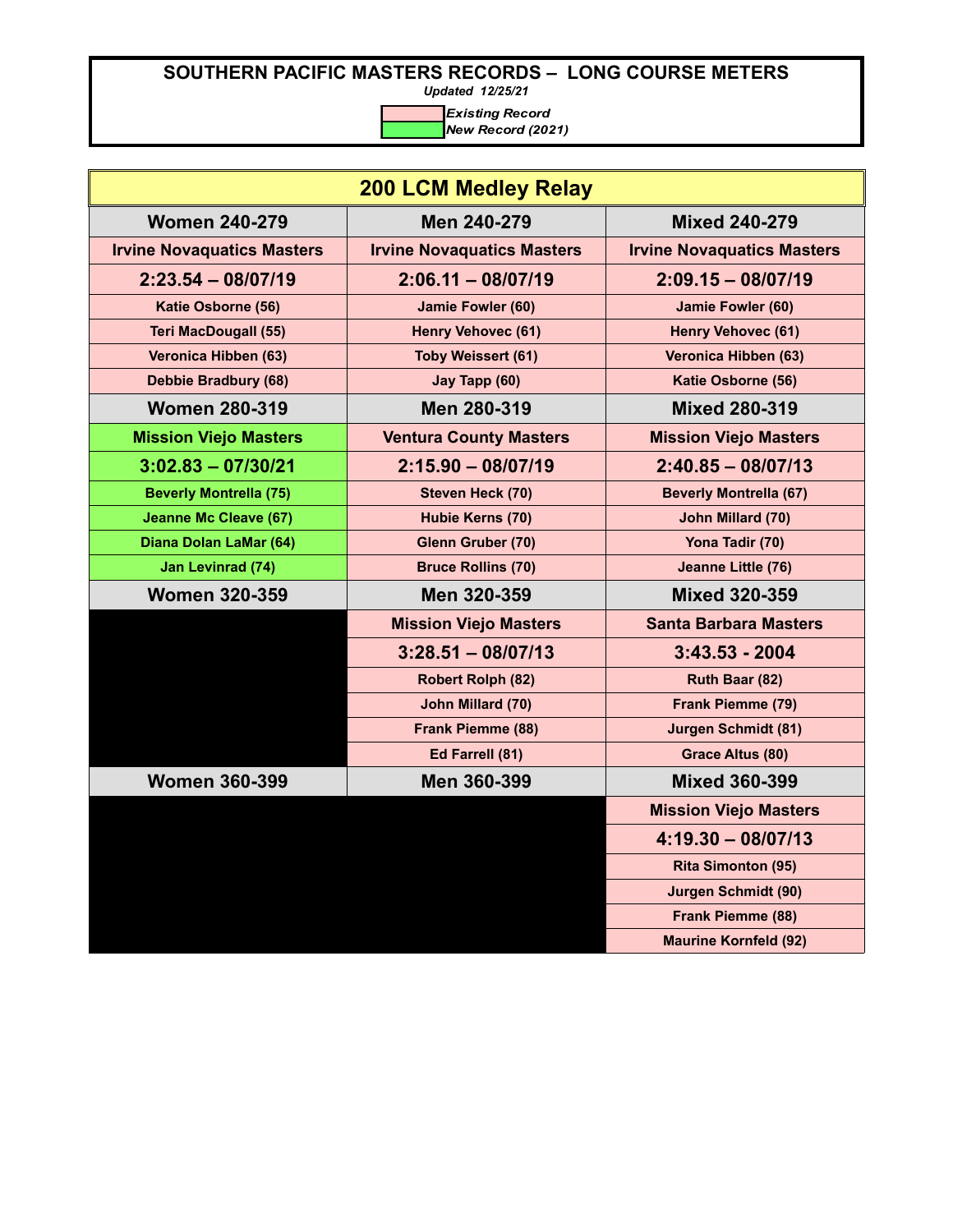# SOUTHERN PACIFIC MASTERS RECORDS – LONG COURSE METERS

*Updated 12/25/21*

*Existing Record*
*New Record (2021)*

## 200 LCM Medley Relay

| Women 240-279 | Men 240-279 | Mixed 240-279 |
|---|---|---|
| Irvine Novaquatics Masters | Irvine Novaquatics Masters | Irvine Novaquatics Masters |
| 2:23.54 – 08/07/19 | 2:06.11 – 08/07/19 | 2:09.15 – 08/07/19 |
| Katie Osborne (56) | Jamie Fowler (60) | Jamie Fowler (60) |
| Teri MacDougall (55) | Henry Vehovec (61) | Henry Vehovec (61) |
| Veronica Hibben (63) | Toby Weissert (61) | Veronica Hibben (63) |
| Debbie Bradbury (68) | Jay Tapp (60) | Katie Osborne (56) |
| **Women 280-319** | **Men 280-319** | **Mixed 280-319** |
| Mission Viejo Masters | Ventura County Masters | Mission Viejo Masters |
| 3:02.83 – 07/30/21 | 2:15.90 – 08/07/19 | 2:40.85 – 08/07/13 |
| Beverly Montrella (75) | Steven Heck (70) | Beverly Montrella (67) |
| Jeanne Mc Cleave (67) | Hubie Kerns (70) | John Millard (70) |
| Diana Dolan LaMar (64) | Glenn Gruber (70) | Yona Tadir (70) |
| Jan Levinrad (74) | Bruce Rollins (70) | Jeanne Little (76) |
| **Women 320-359** | **Men 320-359** | **Mixed 320-359** |
| | Mission Viejo Masters | Santa Barbara Masters |
| | 3:28.51 – 08/07/13 | 3:43.53 - 2004 |
| | Robert Rolph (82) | Ruth Baar (82) |
| | John Millard (70) | Frank Piemme (79) |
| | Frank Piemme (88) | Jurgen Schmidt (81) |
| | Ed Farrell (81) | Grace Altus (80) |
| **Women 360-399** | **Men 360-399** | **Mixed 360-399** |
| | | Mission Viejo Masters |
| | | 4:19.30 – 08/07/13 |
| | | Rita Simonton (95) |
| | | Jurgen Schmidt (90) |
| | | Frank Piemme (88) |
| | | Maurine Kornfeld (92) |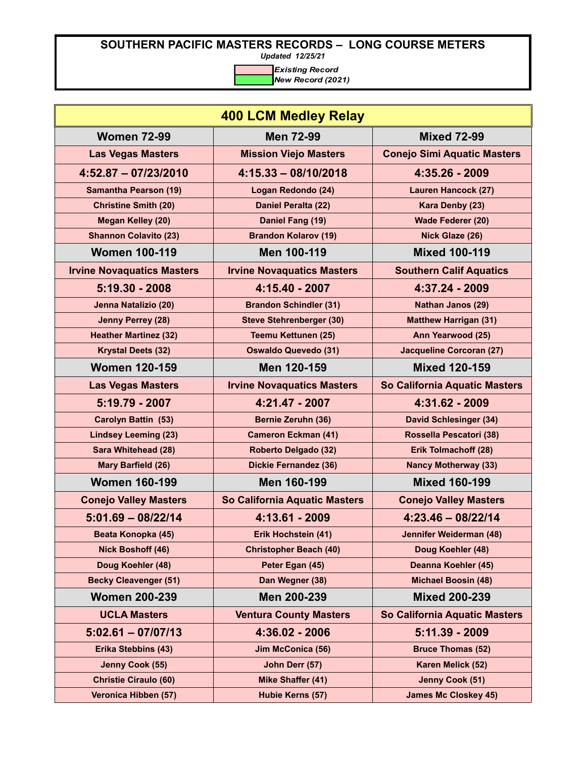# SOUTHERN PACIFIC MASTERS RECORDS – LONG COURSE METERS

*Updated 12/25/21*

| | |
|---|---|
| (pink) | *Existing Record* |
| (green) | *New Record (2021)* |

## 400 LCM Medley Relay

| Women 72-99 | Men 72-99 | Mixed 72-99 |
|---|---|---|
| Las Vegas Masters | Mission Viejo Masters | Conejo Simi Aquatic Masters |
| 4:52.87 – 07/23/2010 | 4:15.33 – 08/10/2018 | 4:35.26 - 2009 |
| Samantha Pearson (19) | Logan Redondo (24) | Lauren Hancock (27) |
| Christine Smith (20) | Daniel Peralta (22) | Kara Denby (23) |
| Megan Kelley (20) | Daniel Fang (19) | Wade Federer (20) |
| Shannon Colavito (23) | Brandon Kolarov (19) | Nick Glaze (26) |
| **Women 100-119** | **Men 100-119** | **Mixed 100-119** |
| Irvine Novaquatics Masters | Irvine Novaquatics Masters | Southern Calif Aquatics |
| 5:19.30 - 2008 | 4:15.40 - 2007 | 4:37.24 - 2009 |
| Jenna Natalizio (20) | Brandon Schindler (31) | Nathan Janos (29) |
| Jenny Perrey (28) | Steve Stehrenberger (30) | Matthew Harrigan (31) |
| Heather Martinez (32) | Teemu Kettunen (25) | Ann Yearwood (25) |
| Krystal Deets (32) | Oswaldo Quevedo (31) | Jacqueline Corcoran (27) |
| **Women 120-159** | **Men 120-159** | **Mixed 120-159** |
| Las Vegas Masters | Irvine Novaquatics Masters | So California Aquatic Masters |
| 5:19.79 - 2007 | 4:21.47 - 2007 | 4:31.62 - 2009 |
| Carolyn Battin (53) | Bernie Zeruhn (36) | David Schlesinger (34) |
| Lindsey Leeming (23) | Cameron Eckman (41) | Rossella Pescatori (38) |
| Sara Whitehead (28) | Roberto Delgado (32) | Erik Tolmachoff (28) |
| Mary Barfield (26) | Dickie Fernandez (36) | Nancy Motherway (33) |
| **Women 160-199** | **Men 160-199** | **Mixed 160-199** |
| Conejo Valley Masters | So California Aquatic Masters | Conejo Valley Masters |
| 5:01.69 – 08/22/14 | 4:13.61 - 2009 | 4:23.46 – 08/22/14 |
| Beata Konopka (45) | Erik Hochstein (41) | Jennifer Weiderman (48) |
| Nick Boshoff (46) | Christopher Beach (40) | Doug Koehler (48) |
| Doug Koehler (48) | Peter Egan (45) | Deanna Koehler (45) |
| Becky Cleavenger (51) | Dan Wegner (38) | Michael Boosin (48) |
| **Women 200-239** | **Men 200-239** | **Mixed 200-239** |
| UCLA Masters | Ventura County Masters | So California Aquatic Masters |
| 5:02.61 – 07/07/13 | 4:36.02 - 2006 | 5:11.39 - 2009 |
| Erika Stebbins (43) | Jim McConica (56) | Bruce Thomas (52) |
| Jenny Cook (55) | John Derr (57) | Karen Melick (52) |
| Christie Ciraulo (60) | Mike Shaffer (41) | Jenny Cook (51) |
| Veronica Hibben (57) | Hubie Kerns (57) | James Mc Closkey 45) |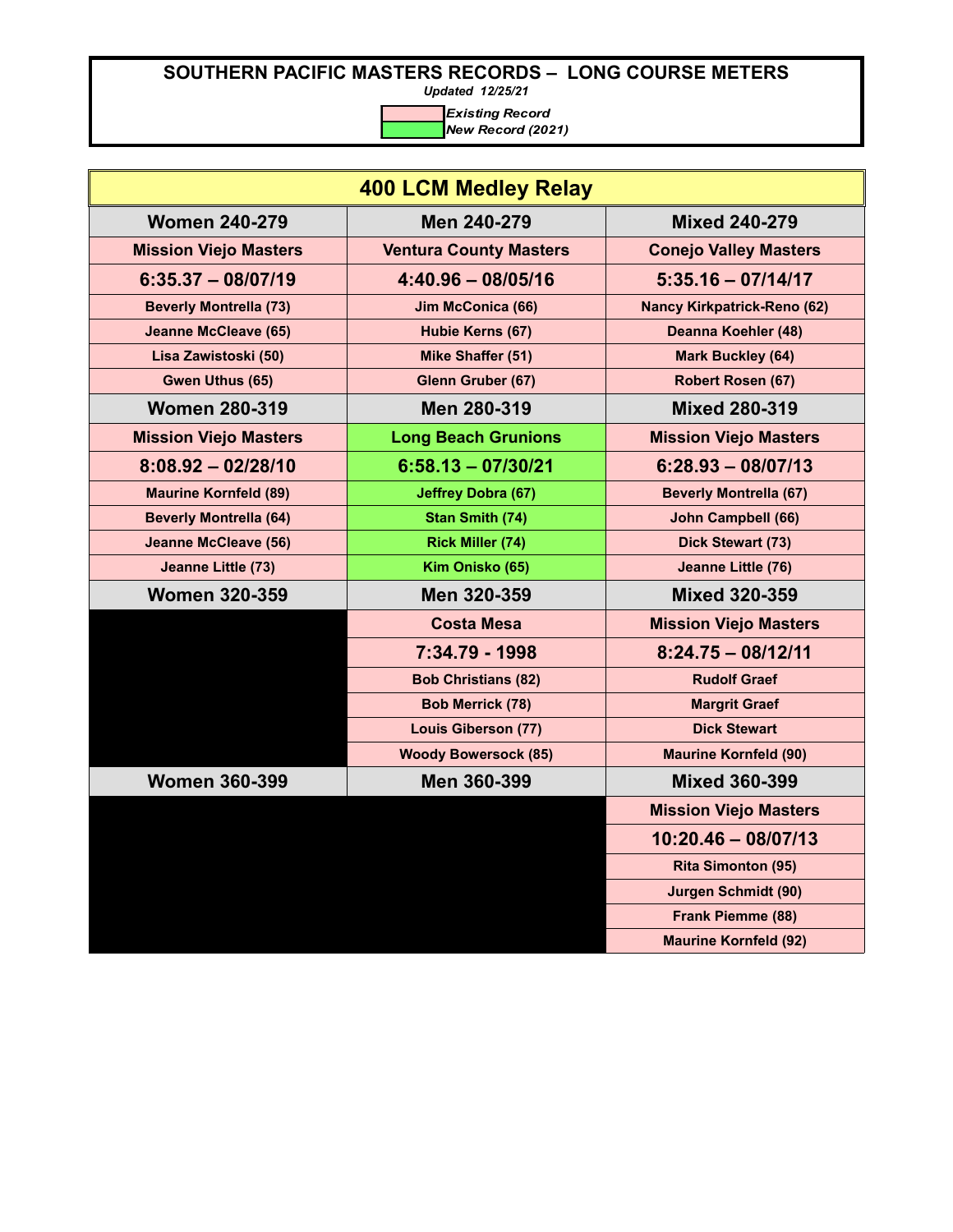# SOUTHERN PACIFIC MASTERS RECORDS – LONG COURSE METERS

*Updated 12/25/21*

*Existing Record*
*New Record (2021)*

## 400 LCM Medley Relay

| Women 240-279 | Men 240-279 | Mixed 240-279 |
|---|---|---|
| Mission Viejo Masters | Ventura County Masters | Conejo Valley Masters |
| 6:35.37 – 08/07/19 | 4:40.96 – 08/05/16 | 5:35.16 – 07/14/17 |
| Beverly Montrella (73) | Jim McConica (66) | Nancy Kirkpatrick-Reno (62) |
| Jeanne McCleave (65) | Hubie Kerns (67) | Deanna Koehler (48) |
| Lisa Zawistoski (50) | Mike Shaffer (51) | Mark Buckley (64) |
| Gwen Uthus (65) | Glenn Gruber (67) | Robert Rosen (67) |
| **Women 280-319** | **Men 280-319** | **Mixed 280-319** |
| Mission Viejo Masters | Long Beach Grunions | Mission Viejo Masters |
| 8:08.92 – 02/28/10 | 6:58.13 – 07/30/21 | 6:28.93 – 08/07/13 |
| Maurine Kornfeld (89) | Jeffrey Dobra (67) | Beverly Montrella (67) |
| Beverly Montrella (64) | Stan Smith (74) | John Campbell (66) |
| Jeanne McCleave (56) | Rick Miller (74) | Dick Stewart (73) |
| Jeanne Little (73) | Kim Onisko (65) | Jeanne Little (76) |
| **Women 320-359** | **Men 320-359** | **Mixed 320-359** |
| | Costa Mesa | Mission Viejo Masters |
| | 7:34.79 - 1998 | 8:24.75 – 08/12/11 |
| | Bob Christians (82) | Rudolf Graef |
| | Bob Merrick (78) | Margrit Graef |
| | Louis Giberson (77) | Dick Stewart |
| | Woody Bowersock (85) | Maurine Kornfeld (90) |
| **Women 360-399** | **Men 360-399** | **Mixed 360-399** |
| | | Mission Viejo Masters |
| | | 10:20.46 – 08/07/13 |
| | | Rita Simonton (95) |
| | | Jurgen Schmidt (90) |
| | | Frank Piemme (88) |
| | | Maurine Kornfeld (92) |